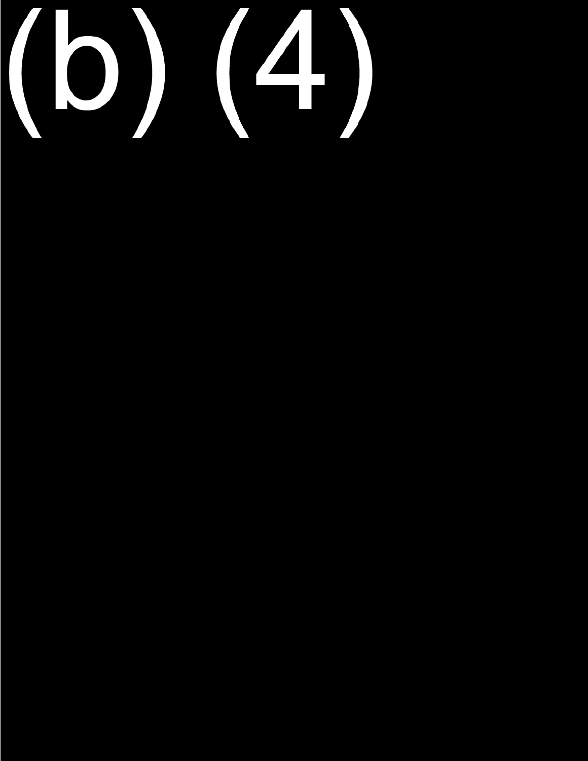(b) (4)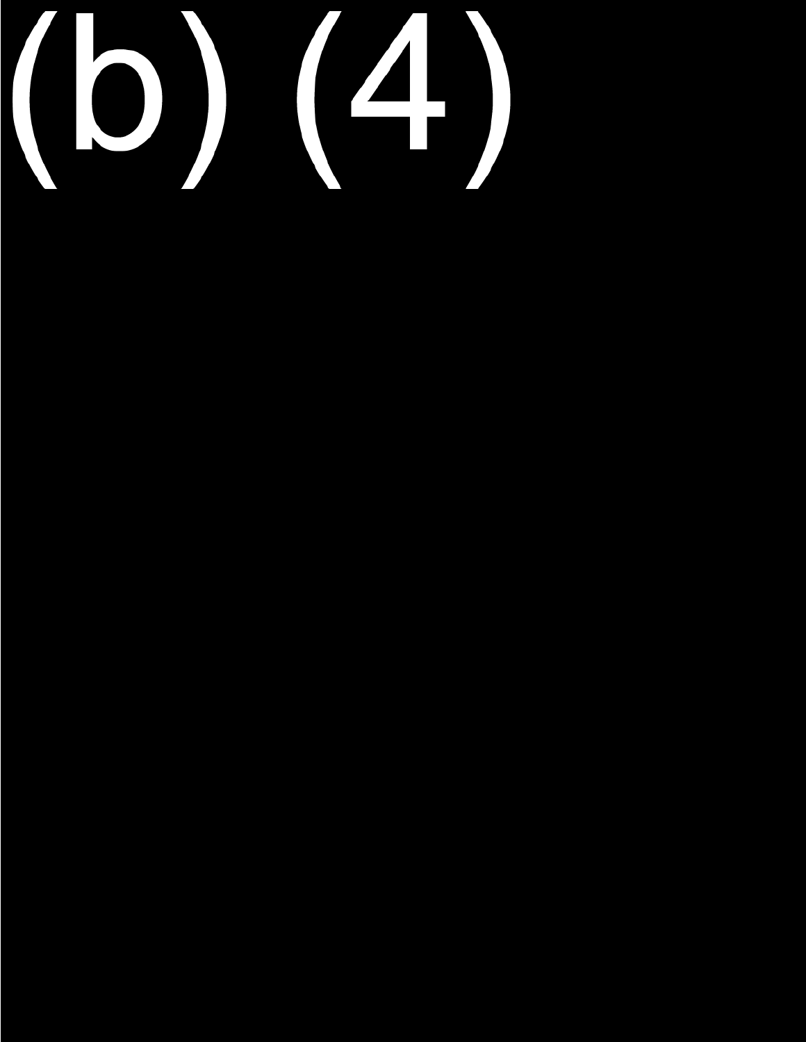(b) (4)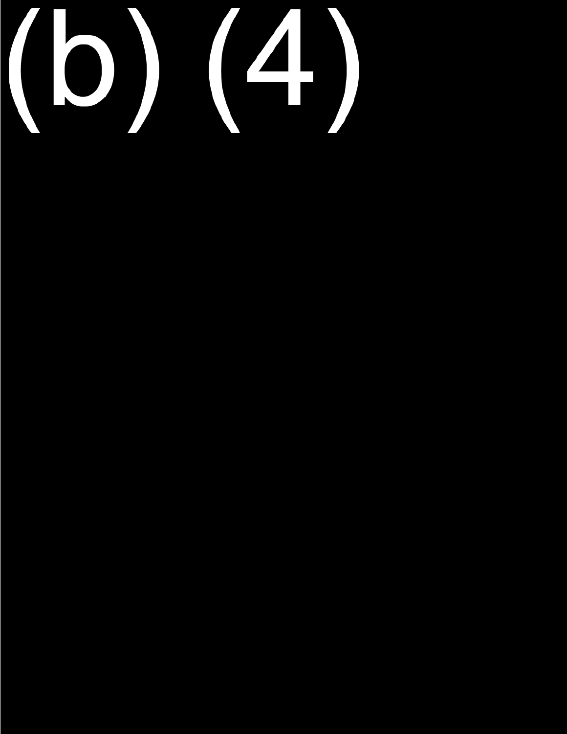(b) (4)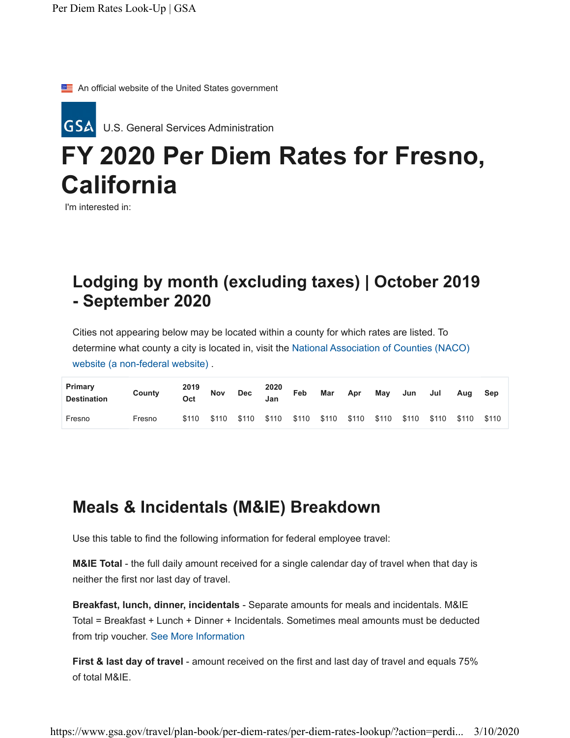An official website of the United States government

U.S. General Services Administration

# FY 2020 Per Diem Rates for Fresno, California

I'm interested in:

## Lodging by month (excluding taxes) | October 2019 - September 2020

Cities not appearing below may be located within a county for which rates are listed. To determine what county a city is located in, visit the National Association of Counties (NACO) website (a non-federal website) .

| Primary Destination | County | 2019 Oct | Nov | Dec | 2020 Jan | Feb | Mar | Apr | May | Jun | Jul | Aug | Sep |
|---|---|---|---|---|---|---|---|---|---|---|---|---|---|
| Fresno | Fresno | $110 | $110 | $110 | $110 | $110 | $110 | $110 | $110 | $110 | $110 | $110 | $110 |

## Meals & Incidentals (M&IE) Breakdown

Use this table to find the following information for federal employee travel:

**M&IE Total** - the full daily amount received for a single calendar day of travel when that day is neither the first nor last day of travel.

**Breakfast, lunch, dinner, incidentals** - Separate amounts for meals and incidentals. M&IE Total = Breakfast + Lunch + Dinner + Incidentals. Sometimes meal amounts must be deducted from trip voucher. See More Information

**First & last day of travel** - amount received on the first and last day of travel and equals 75% of total M&IE.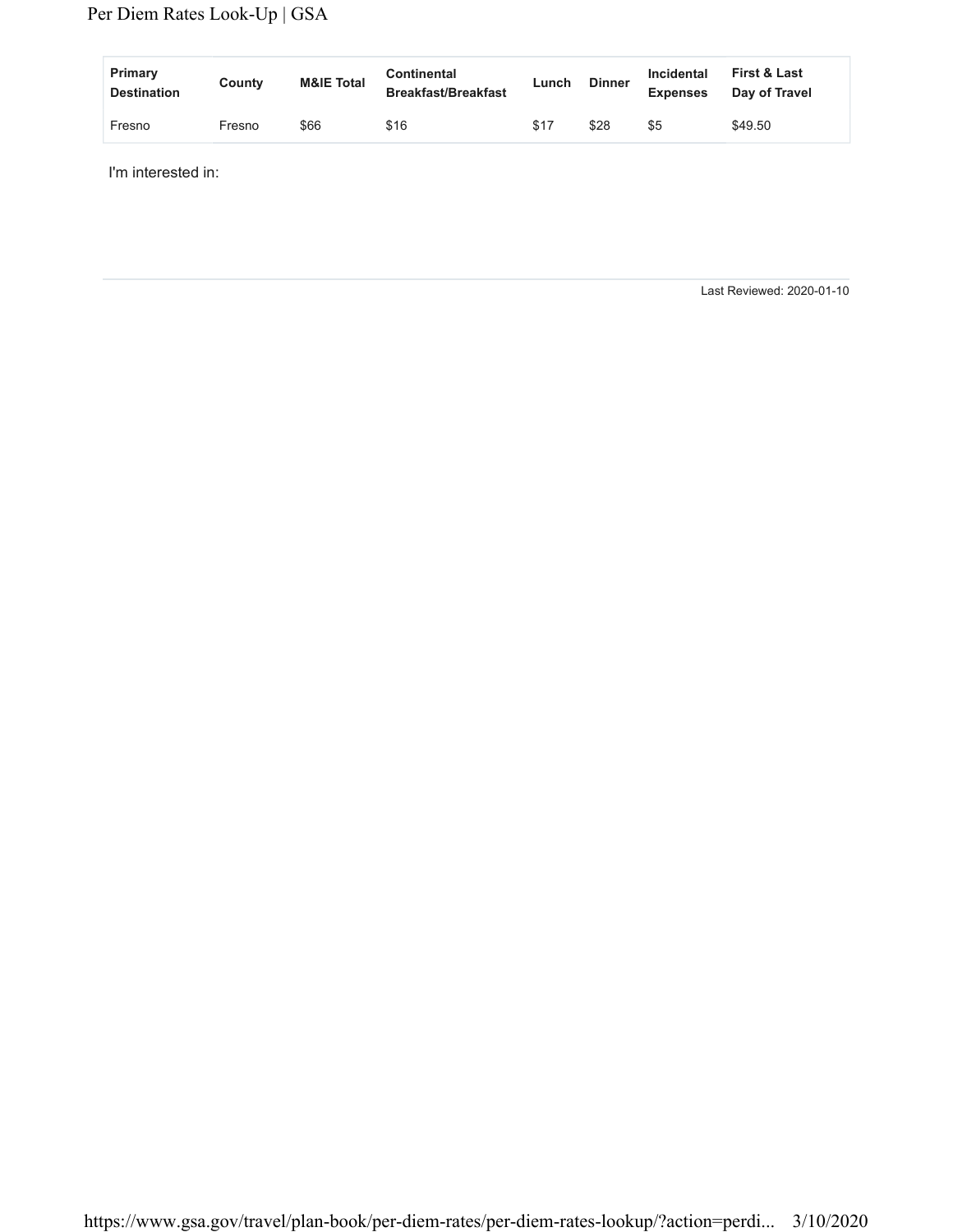| Primary Destination | County | M&IE Total | Continental Breakfast/Breakfast | Lunch | Dinner | Incidental Expenses | First & Last Day of Travel |
|---|---|---|---|---|---|---|---|
| Fresno | Fresno | $66 | $16 | $17 | $28 | $5 | $49.50 |

I'm interested in:

Last Reviewed: 2020-01-10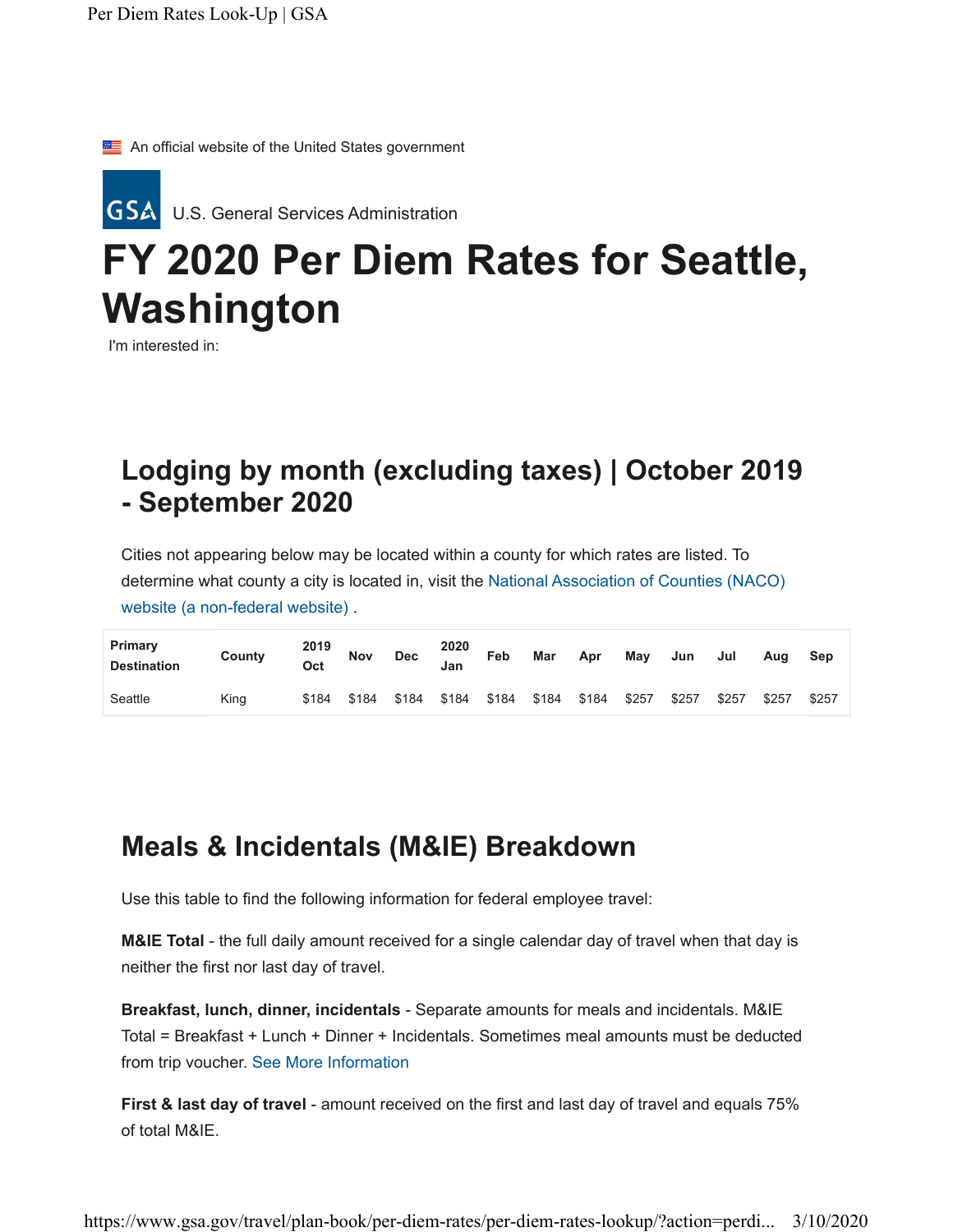An official website of the United States government

U.S. General Services Administration

# FY 2020 Per Diem Rates for Seattle, Washington

I'm interested in:

## Lodging by month (excluding taxes) | October 2019 - September 2020

Cities not appearing below may be located within a county for which rates are listed. To determine what county a city is located in, visit the National Association of Counties (NACO) website (a non-federal website) .

| Primary Destination | County | 2019 Oct | Nov | Dec | 2020 Jan | Feb | Mar | Apr | May | Jun | Jul | Aug | Sep |
|---|---|---|---|---|---|---|---|---|---|---|---|---|---|
| Seattle | King | $184 | $184 | $184 | $184 | $184 | $184 | $184 | $257 | $257 | $257 | $257 | $257 |

## Meals & Incidentals (M&IE) Breakdown

Use this table to find the following information for federal employee travel:

**M&IE Total** - the full daily amount received for a single calendar day of travel when that day is neither the first nor last day of travel.

**Breakfast, lunch, dinner, incidentals** - Separate amounts for meals and incidentals. M&IE Total = Breakfast + Lunch + Dinner + Incidentals. Sometimes meal amounts must be deducted from trip voucher. See More Information

**First & last day of travel** - amount received on the first and last day of travel and equals 75% of total M&IE.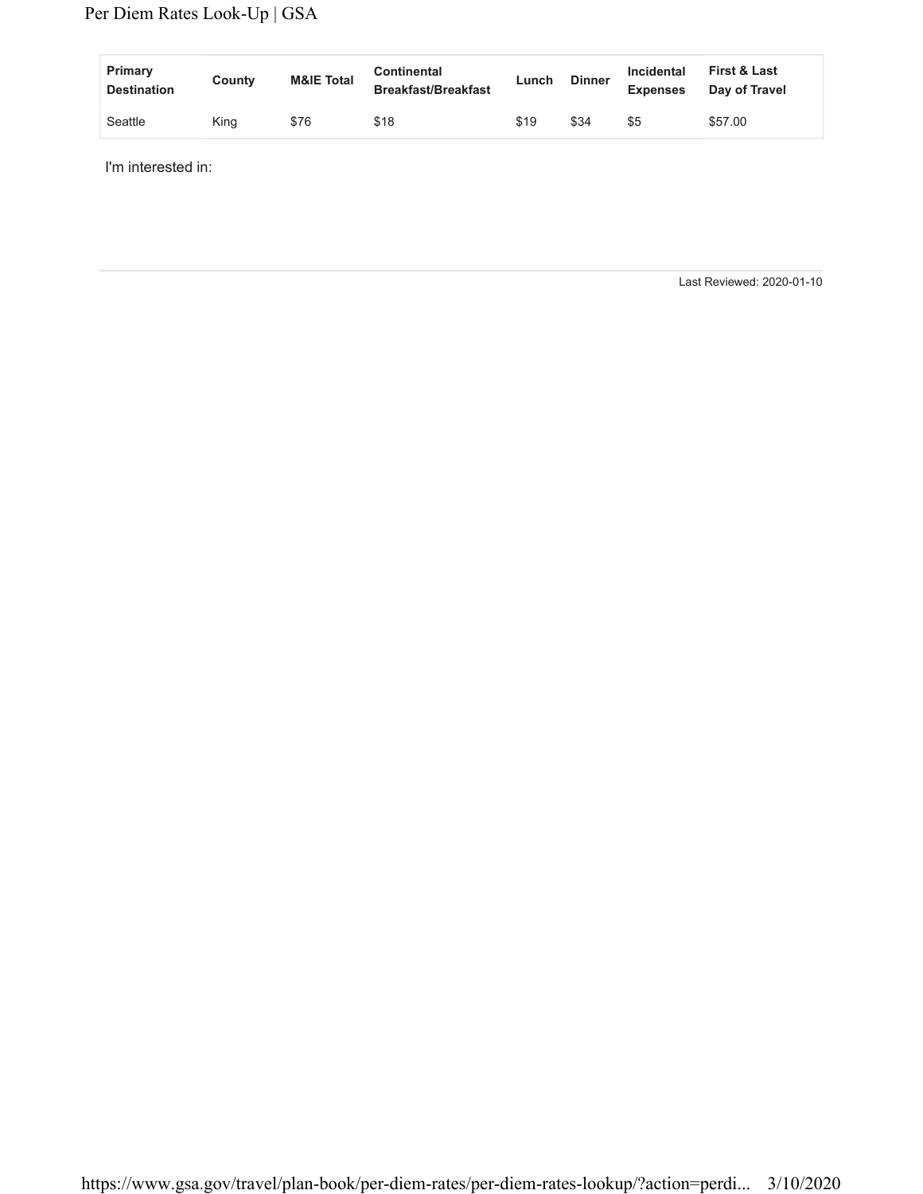| Primary Destination | County | M&IE Total | Continental Breakfast/Breakfast | Lunch | Dinner | Incidental Expenses | First & Last Day of Travel |
|---|---|---|---|---|---|---|---|
| Seattle | King | $76 | $18 | $19 | $34 | $5 | $57.00 |

I'm interested in:

Last Reviewed: 2020-01-10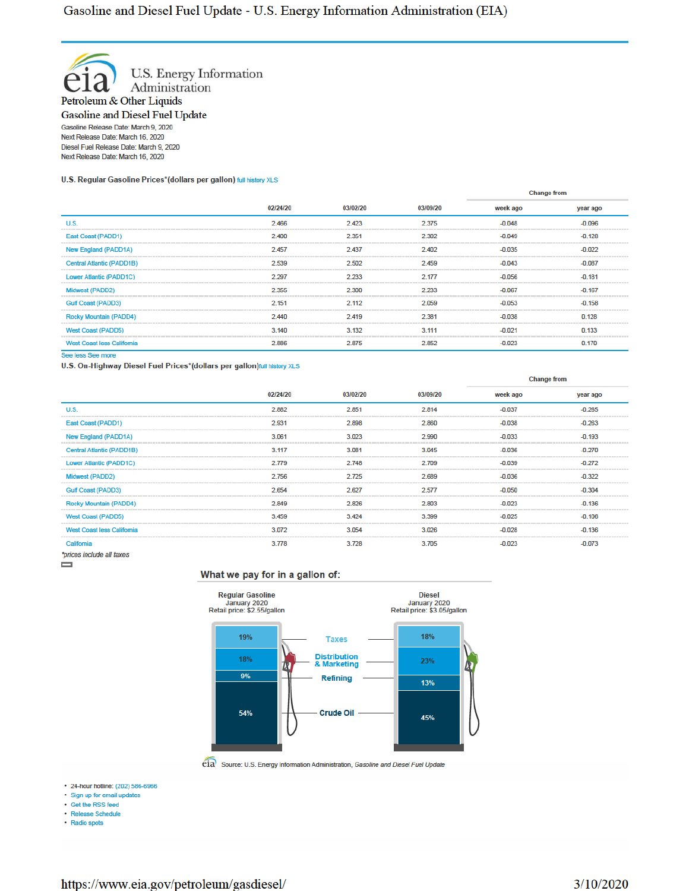# Petroleum & Other Liquids

## Gasoline and Diesel Fuel Update

Gasoline Release Date: March 9, 2020
Next Release Date: March 16, 2020
Diesel Fuel Release Date: March 9, 2020
Next Release Date: March 16, 2020

**U.S. Regular Gasoline Prices*(dollars per gallon)** full history XLS

| | 02/24/20 | 03/02/20 | 03/09/20 | Change from week ago | Change from year ago |
|---|---|---|---|---|---|
| U.S. | 2.466 | 2.423 | 2.375 | -0.048 | -0.096 |
| East Coast (PADD1) | 2.400 | 2.351 | 2.302 | -0.049 | -0.128 |
| New England (PADD1A) | 2.457 | 2.437 | 2.402 | -0.035 | -0.022 |
| Central Atlantic (PADD1B) | 2.539 | 2.502 | 2.459 | -0.043 | -0.087 |
| Lower Atlantic (PADD1C) | 2.297 | 2.233 | 2.177 | -0.056 | -0.181 |
| Midwest (PADD2) | 2.355 | 2.300 | 2.233 | -0.067 | -0.167 |
| Gulf Coast (PADD3) | 2.151 | 2.112 | 2.059 | -0.053 | -0.158 |
| Rocky Mountain (PADD4) | 2.440 | 2.419 | 2.381 | -0.038 | 0.128 |
| West Coast (PADD5) | 3.140 | 3.132 | 3.111 | -0.021 | 0.133 |
| West Coast less California | 2.886 | 2.875 | 2.852 | -0.023 | 0.170 |

See less See more

**U.S. On-Highway Diesel Fuel Prices*(dollars per gallon)** full history XLS

| | 02/24/20 | 03/02/20 | 03/09/20 | Change from week ago | Change from year ago |
|---|---|---|---|---|---|
| U.S. | 2.682 | 2.651 | 2.614 | -0.037 | -0.265 |
| East Coast (PADD1) | 2.931 | 2.898 | 2.860 | -0.038 | -0.263 |
| New England (PADD1A) | 3.061 | 3.023 | 2.990 | -0.033 | -0.193 |
| Central Atlantic (PADD1B) | 3.117 | 3.081 | 3.045 | -0.036 | -0.270 |
| Lower Atlantic (PADD1C) | 2.779 | 2.748 | 2.709 | -0.039 | -0.272 |
| Midwest (PADD2) | 2.756 | 2.725 | 2.689 | -0.036 | -0.322 |
| Gulf Coast (PADD3) | 2.654 | 2.627 | 2.577 | -0.050 | -0.304 |
| Rocky Mountain (PADD4) | 2.849 | 2.826 | 2.803 | -0.023 | -0.136 |
| West Coast (PADD5) | 3.459 | 3.424 | 3.399 | -0.025 | -0.106 |
| West Coast less California | 3.072 | 3.054 | 3.026 | -0.028 | -0.136 |
| California | 3.778 | 3.728 | 3.705 | -0.023 | -0.073 |

*prices include all taxes

### What we pay for in a gallon of:

Regular Gasoline
January 2020
Retail price: $2.55/gallon

Diesel
January 2020
Retail price: $3.05/gallon

Taxes
Distribution & Marketing
Refining
Crude Oil

19%
18%
9%
54%

18%
23%
13%
45%

Source: U.S. Energy Information Administration, *Gasoline and Diesel Fuel Update*

- 24-hour hotline: (202) 586-6966
- Sign up for email updates
- Get the RSS feed
- Release Schedule
- Radio spots